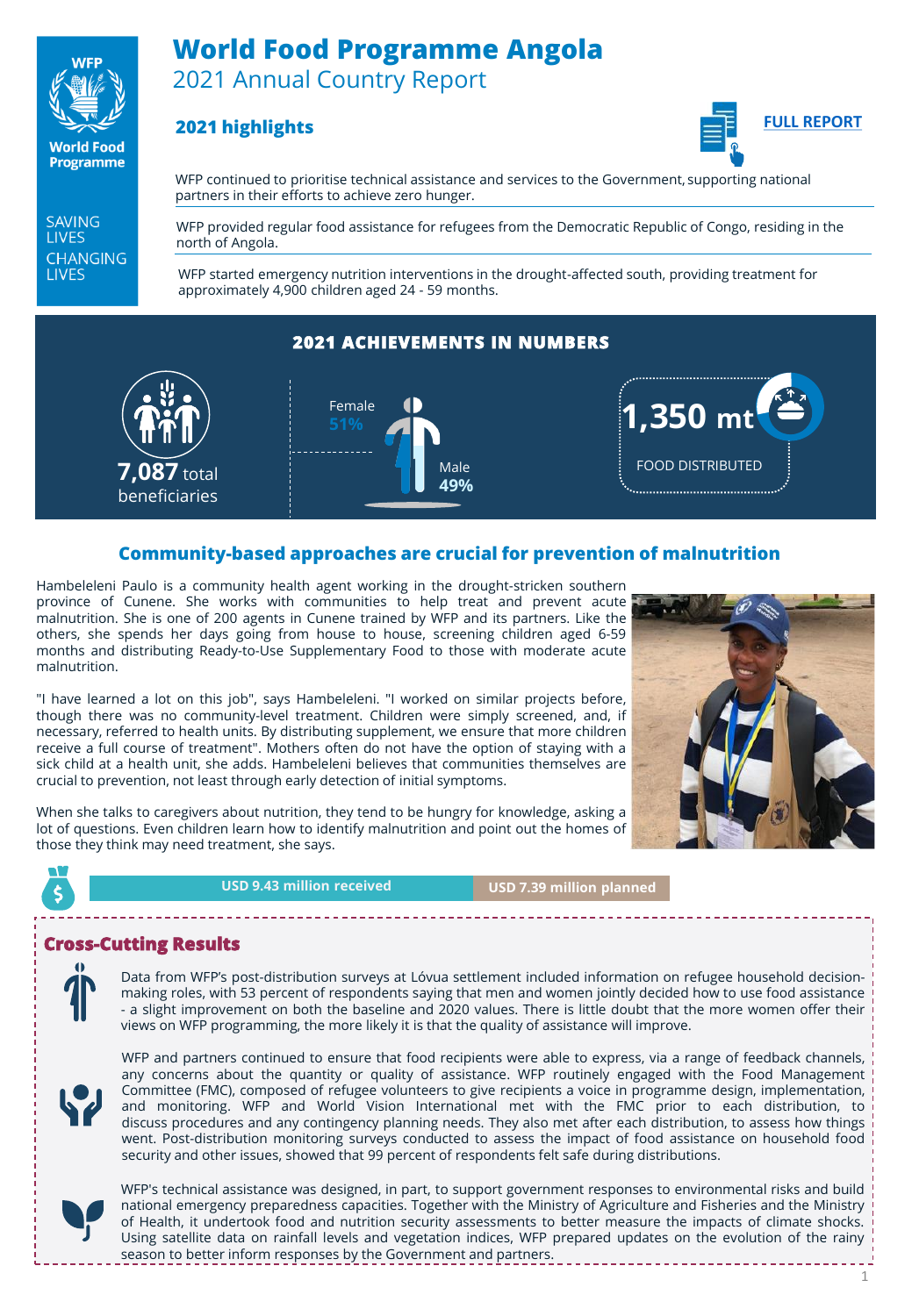# World Food Programme Angola

## 2021 Annual Country Report

WFP World Food Programme

SAVING LIVES CHANGING LIVES

### 2021 highlights

FULL REPORT

WFP continued to prioritise technical assistance and services to the Government, supporting national partners in their efforts to achieve zero hunger.

WFP provided regular food assistance for refugees from the Democratic Republic of Congo, residing in the north of Angola.

WFP started emergency nutrition interventions in the drought-affected south, providing treatment for approximately 4,900 children aged 24 - 59 months.

### 2021 ACHIEVEMENTS IN NUMBERS

**7,087** total beneficiaries

Female **51%**

Male **49%**

**1,350 mt** FOOD DISTRIBUTED

### Community-based approaches are crucial for prevention of malnutrition

Hambeleleni Paulo is a community health agent working in the drought-stricken southern province of Cunene. She works with communities to help treat and prevent acute malnutrition. She is one of 200 agents in Cunene trained by WFP and its partners. Like the others, she spends her days going from house to house, screening children aged 6-59 months and distributing Ready-to-Use Supplementary Food to those with moderate acute malnutrition.

"I have learned a lot on this job", says Hambeleleni. "I worked on similar projects before, though there was no community-level treatment. Children were simply screened, and, if necessary, referred to health units. By distributing supplement, we ensure that more children receive a full course of treatment". Mothers often do not have the option of staying with a sick child at a health unit, she adds. Hambeleleni believes that communities themselves are crucial to prevention, not least through early detection of initial symptoms.

When she talks to caregivers about nutrition, they tend to be hungry for knowledge, asking a lot of questions. Even children learn how to identify malnutrition and point out the homes of those they think may need treatment, she says.

**USD 9.43 million received** | **USD 7.39 million planned**

### Cross-Cutting Results

Data from WFP's post-distribution surveys at Lóvua settlement included information on refugee household decision-making roles, with 53 percent of respondents saying that men and women jointly decided how to use food assistance - a slight improvement on both the baseline and 2020 values. There is little doubt that the more women offer their views on WFP programming, the more likely it is that the quality of assistance will improve.

WFP and partners continued to ensure that food recipients were able to express, via a range of feedback channels, any concerns about the quantity or quality of assistance. WFP routinely engaged with the Food Management Committee (FMC), composed of refugee volunteers to give recipients a voice in programme design, implementation, and monitoring. WFP and World Vision International met with the FMC prior to each distribution, to discuss procedures and any contingency planning needs. They also met after each distribution, to assess how things went. Post-distribution monitoring surveys conducted to assess the impact of food assistance on household food security and other issues, showed that 99 percent of respondents felt safe during distributions.

WFP's technical assistance was designed, in part, to support government responses to environmental risks and build national emergency preparedness capacities. Together with the Ministry of Agriculture and Fisheries and the Ministry of Health, it undertook food and nutrition security assessments to better measure the impacts of climate shocks. Using satellite data on rainfall levels and vegetation indices, WFP prepared updates on the evolution of the rainy season to better inform responses by the Government and partners.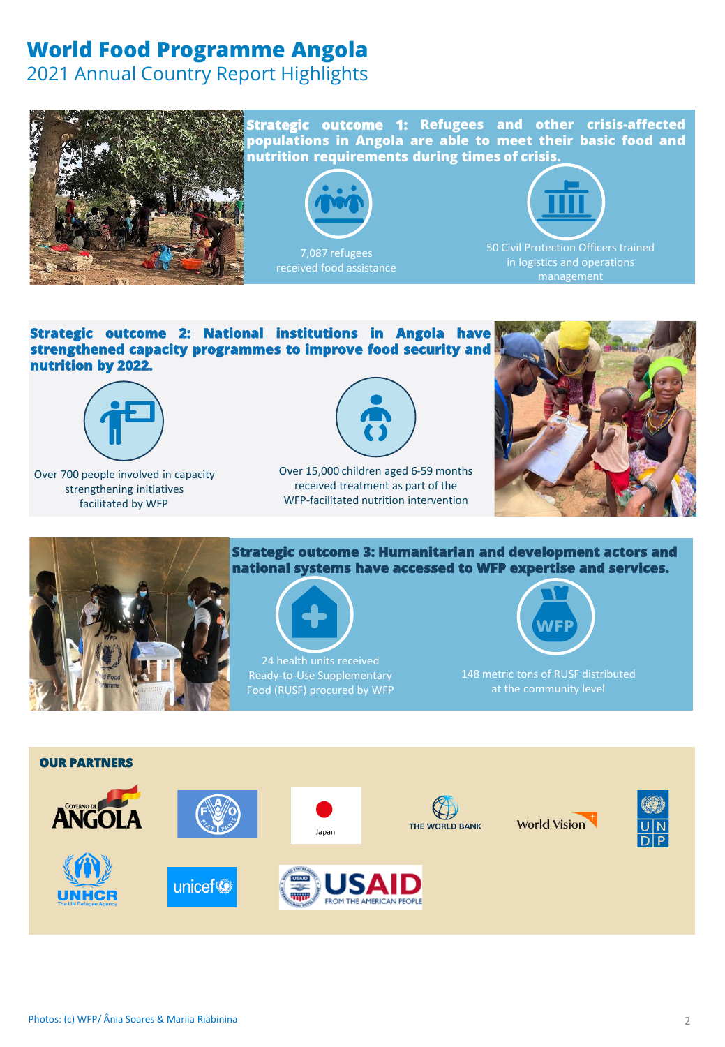# World Food Programme Angola

## 2021 Annual Country Report Highlights

**Strategic outcome 1: Refugees and other crisis-affected populations in Angola are able to meet their basic food and nutrition requirements during times of crisis.**

7,087 refugees received food assistance

50 Civil Protection Officers trained in logistics and operations management

**Strategic outcome 2: National institutions in Angola have strengthened capacity programmes to improve food security and nutrition by 2022.**

Over 700 people involved in capacity strengthening initiatives facilitated by WFP

Over 15,000 children aged 6-59 months received treatment as part of the WFP-facilitated nutrition intervention

**Strategic outcome 3: Humanitarian and development actors and national systems have accessed to WFP expertise and services.**

24 health units received Ready-to-Use Supplementary Food (RUSF) procured by WFP

148 metric tons of RUSF distributed at the community level

**OUR PARTNERS**

Governo de Angola, FAO, Japan, The World Bank, World Vision, UNDP, UNHCR The UN Refugee Agency, unicef, USAID From the American People

Photos: (c) WFP/ Ânia Soares & Mariia Riabinina